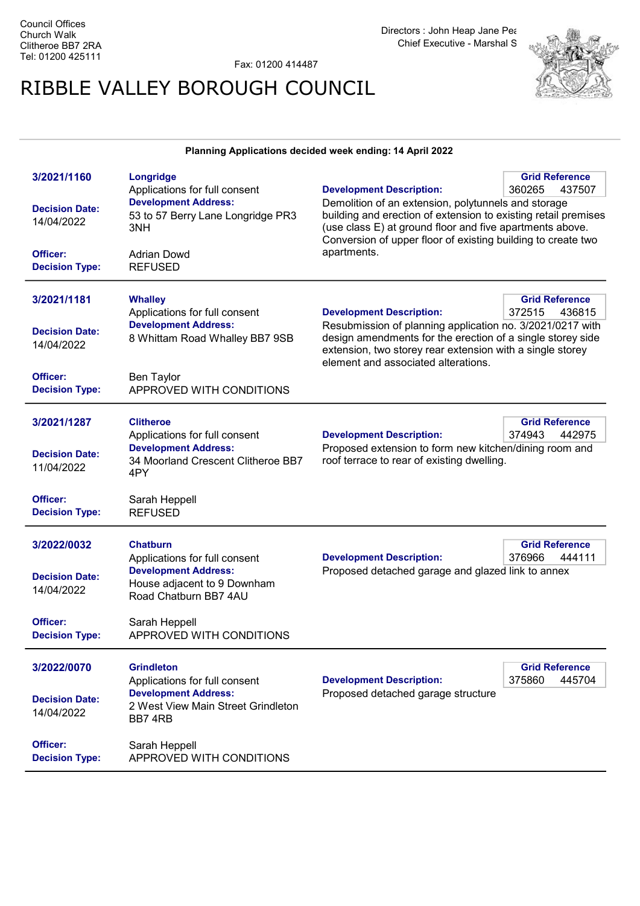Council Offices
Church Walk
Clitheroe BB7 2RA
Tel: 01200 425111

Fax: 01200 414487

Directors : John Heap Jane Pea
Chief Executive - Marshal S

# RIBBLE VALLEY BOROUGH COUNCIL

**Planning Applications decided week ending: 14 April 2022**

---

**3/2021/1160**

**Longridge**
Applications for full consent

**Development Address:**
53 to 57 Berry Lane Longridge PR3 3NH

**Decision Date:** 14/04/2022

**Officer:** Adrian Dowd

**Decision Type:** REFUSED

**Grid Reference:** 360265 437507

**Development Description:**
Demolition of an extension, polytunnels and storage building and erection of extension to existing retail premises (use class E) at ground floor and five apartments above. Conversion of upper floor of existing building to create two apartments.

---

**3/2021/1181**

**Whalley**
Applications for full consent

**Development Address:**
8 Whittam Road Whalley BB7 9SB

**Decision Date:** 14/04/2022

**Officer:** Ben Taylor

**Decision Type:** APPROVED WITH CONDITIONS

**Grid Reference:** 372515 436815

**Development Description:**
Resubmission of planning application no. 3/2021/0217 with design amendments for the erection of a single storey side extension, two storey rear extension with a single storey element and associated alterations.

---

**3/2021/1287**

**Clitheroe**
Applications for full consent

**Development Address:**
34 Moorland Crescent Clitheroe BB7 4PY

**Decision Date:** 11/04/2022

**Officer:** Sarah Heppell

**Decision Type:** REFUSED

**Grid Reference:** 374943 442975

**Development Description:**
Proposed extension to form new kitchen/dining room and roof terrace to rear of existing dwelling.

---

**3/2022/0032**

**Chatburn**
Applications for full consent

**Development Address:**
House adjacent to 9 Downham Road Chatburn BB7 4AU

**Decision Date:** 14/04/2022

**Officer:** Sarah Heppell

**Decision Type:** APPROVED WITH CONDITIONS

**Grid Reference:** 376966 444111

**Development Description:**
Proposed detached garage and glazed link to annex

---

**3/2022/0070**

**Grindleton**
Applications for full consent

**Development Address:**
2 West View Main Street Grindleton BB7 4RB

**Decision Date:** 14/04/2022

**Officer:** Sarah Heppell

**Decision Type:** APPROVED WITH CONDITIONS

**Grid Reference:** 375860 445704

**Development Description:**
Proposed detached garage structure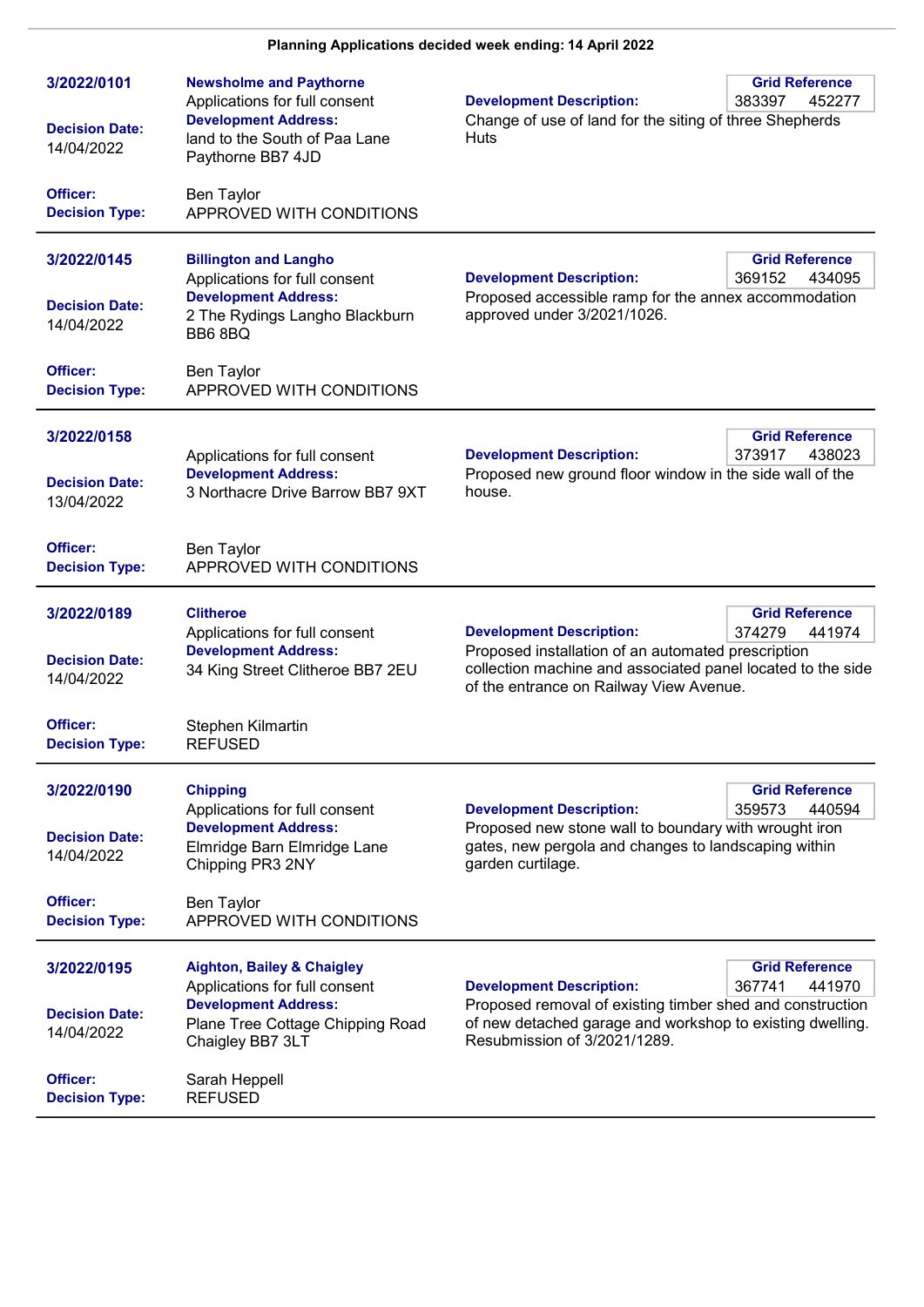**Planning Applications decided week ending: 14 April 2022**

---

**3/2022/0101**

**Newsholme and Paythorne**
Applications for full consent

**Development Address:**
land to the South of Paa Lane Paythorne BB7 4JD

**Decision Date:** 14/04/2022

**Development Description:**
Change of use of land for the siting of three Shepherds Huts

**Grid Reference:** 383397 452277

**Officer:** Ben Taylor
**Decision Type:** APPROVED WITH CONDITIONS

---

**3/2022/0145**

**Billington and Langho**
Applications for full consent

**Development Address:**
2 The Rydings Langho Blackburn BB6 8BQ

**Decision Date:** 14/04/2022

**Development Description:**
Proposed accessible ramp for the annex accommodation approved under 3/2021/1026.

**Grid Reference:** 369152 434095

**Officer:** Ben Taylor
**Decision Type:** APPROVED WITH CONDITIONS

---

**3/2022/0158**

Applications for full consent

**Development Address:**
3 Northacre Drive Barrow BB7 9XT

**Decision Date:** 13/04/2022

**Development Description:**
Proposed new ground floor window in the side wall of the house.

**Grid Reference:** 373917 438023

**Officer:** Ben Taylor
**Decision Type:** APPROVED WITH CONDITIONS

---

**3/2022/0189**

**Clitheroe**
Applications for full consent

**Development Address:**
34 King Street Clitheroe BB7 2EU

**Decision Date:** 14/04/2022

**Development Description:**
Proposed installation of an automated prescription collection machine and associated panel located to the side of the entrance on Railway View Avenue.

**Grid Reference:** 374279 441974

**Officer:** Stephen Kilmartin
**Decision Type:** REFUSED

---

**3/2022/0190**

**Chipping**
Applications for full consent

**Development Address:**
Elmridge Barn Elmridge Lane Chipping PR3 2NY

**Decision Date:** 14/04/2022

**Development Description:**
Proposed new stone wall to boundary with wrought iron gates, new pergola and changes to landscaping within garden curtilage.

**Grid Reference:** 359573 440594

**Officer:** Ben Taylor
**Decision Type:** APPROVED WITH CONDITIONS

---

**3/2022/0195**

**Aighton, Bailey & Chaigley**
Applications for full consent

**Development Address:**
Plane Tree Cottage Chipping Road Chaigley BB7 3LT

**Decision Date:** 14/04/2022

**Development Description:**
Proposed removal of existing timber shed and construction of new detached garage and workshop to existing dwelling. Resubmission of 3/2021/1289.

**Grid Reference:** 367741 441970

**Officer:** Sarah Heppell
**Decision Type:** REFUSED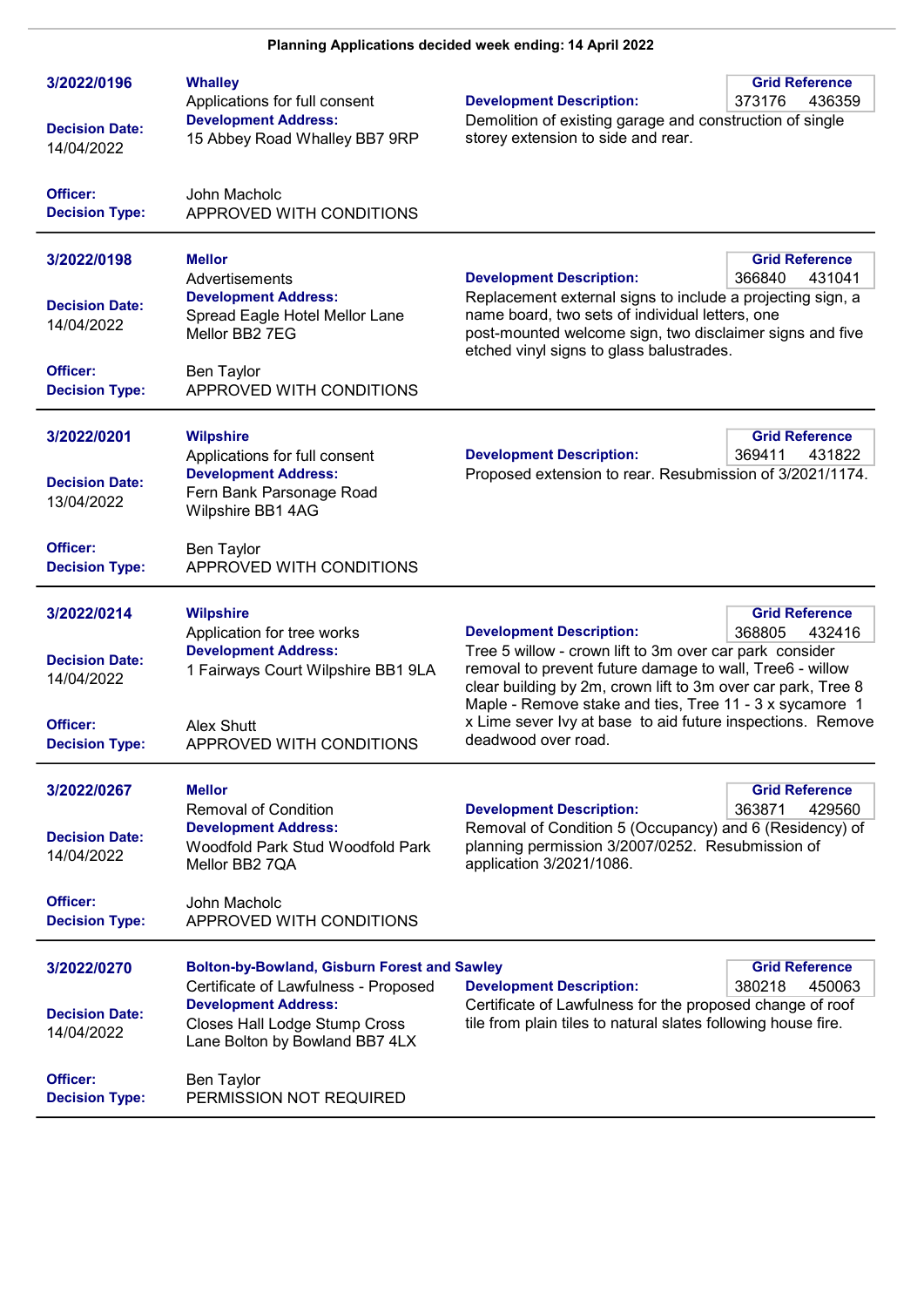**Planning Applications decided week ending: 14 April 2022**

---

**3/2022/0196**

**Whalley**
Applications for full consent

**Development Address:**
15 Abbey Road Whalley BB7 9RP

**Grid Reference**
373176 436359

**Development Description:**
Demolition of existing garage and construction of single storey extension to side and rear.

**Decision Date:** 14/04/2022

**Officer:** John Macholc

**Decision Type:** APPROVED WITH CONDITIONS

---

**3/2022/0198**

**Mellor**
Advertisements

**Development Address:**
Spread Eagle Hotel Mellor Lane Mellor BB2 7EG

**Grid Reference**
366840 431041

**Development Description:**
Replacement external signs to include a projecting sign, a name board, two sets of individual letters, one post-mounted welcome sign, two disclaimer signs and five etched vinyl signs to glass balustrades.

**Decision Date:** 14/04/2022

**Officer:** Ben Taylor

**Decision Type:** APPROVED WITH CONDITIONS

---

**3/2022/0201**

**Wilpshire**
Applications for full consent

**Development Address:**
Fern Bank Parsonage Road Wilpshire BB1 4AG

**Grid Reference**
369411 431822

**Development Description:**
Proposed extension to rear. Resubmission of 3/2021/1174.

**Decision Date:** 13/04/2022

**Officer:** Ben Taylor

**Decision Type:** APPROVED WITH CONDITIONS

---

**3/2022/0214**

**Wilpshire**
Application for tree works

**Development Address:**
1 Fairways Court Wilpshire BB1 9LA

**Grid Reference**
368805 432416

**Development Description:**
Tree 5 willow - crown lift to 3m over car park consider removal to prevent future damage to wall, Tree6 - willow clear building by 2m, crown lift to 3m over car park, Tree 8 Maple - Remove stake and ties, Tree 11 - 3 x sycamore 1 x Lime sever Ivy at base to aid future inspections. Remove deadwood over road.

**Decision Date:** 14/04/2022

**Officer:** Alex Shutt

**Decision Type:** APPROVED WITH CONDITIONS

---

**3/2022/0267**

**Mellor**
Removal of Condition

**Development Address:**
Woodfold Park Stud Woodfold Park Mellor BB2 7QA

**Grid Reference**
363871 429560

**Development Description:**
Removal of Condition 5 (Occupancy) and 6 (Residency) of planning permission 3/2007/0252. Resubmission of application 3/2021/1086.

**Decision Date:** 14/04/2022

**Officer:** John Macholc

**Decision Type:** APPROVED WITH CONDITIONS

---

**3/2022/0270**

**Bolton-by-Bowland, Gisburn Forest and Sawley**
Certificate of Lawfulness - Proposed

**Development Address:**
Closes Hall Lodge Stump Cross Lane Bolton by Bowland BB7 4LX

**Grid Reference**
380218 450063

**Development Description:**
Certificate of Lawfulness for the proposed change of roof tile from plain tiles to natural slates following house fire.

**Decision Date:** 14/04/2022

**Officer:** Ben Taylor

**Decision Type:** PERMISSION NOT REQUIRED

---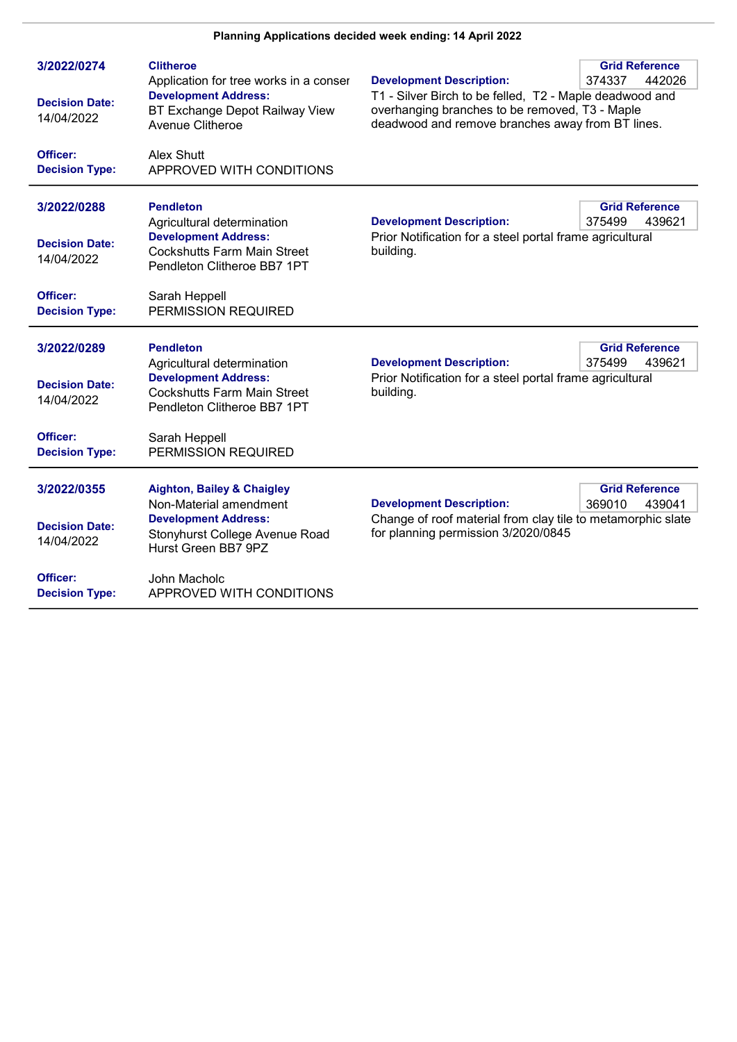**Planning Applications decided week ending: 14 April 2022**

---

**3/2022/0274**

**Clitheroe**
Application for tree works in a conser

**Decision Date:** 14/04/2022

**Development Address:** BT Exchange Depot Railway View Avenue Clitheroe

**Development Description:** T1 - Silver Birch to be felled, T2 - Maple deadwood and overhanging branches to be removed, T3 - Maple deadwood and remove branches away from BT lines.

**Grid Reference:** 374337 442026

**Officer:** Alex Shutt

**Decision Type:** APPROVED WITH CONDITIONS

---

**3/2022/0288**

**Pendleton**
Agricultural determination

**Decision Date:** 14/04/2022

**Development Address:** Cockshutts Farm Main Street Pendleton Clitheroe BB7 1PT

**Development Description:** Prior Notification for a steel portal frame agricultural building.

**Grid Reference:** 375499 439621

**Officer:** Sarah Heppell

**Decision Type:** PERMISSION REQUIRED

---

**3/2022/0289**

**Pendleton**
Agricultural determination

**Decision Date:** 14/04/2022

**Development Address:** Cockshutts Farm Main Street Pendleton Clitheroe BB7 1PT

**Development Description:** Prior Notification for a steel portal frame agricultural building.

**Grid Reference:** 375499 439621

**Officer:** Sarah Heppell

**Decision Type:** PERMISSION REQUIRED

---

**3/2022/0355**

**Aighton, Bailey & Chaigley**
Non-Material amendment

**Decision Date:** 14/04/2022

**Development Address:** Stonyhurst College Avenue Road Hurst Green BB7 9PZ

**Development Description:** Change of roof material from clay tile to metamorphic slate for planning permission 3/2020/0845

**Grid Reference:** 369010 439041

**Officer:** John Macholc

**Decision Type:** APPROVED WITH CONDITIONS